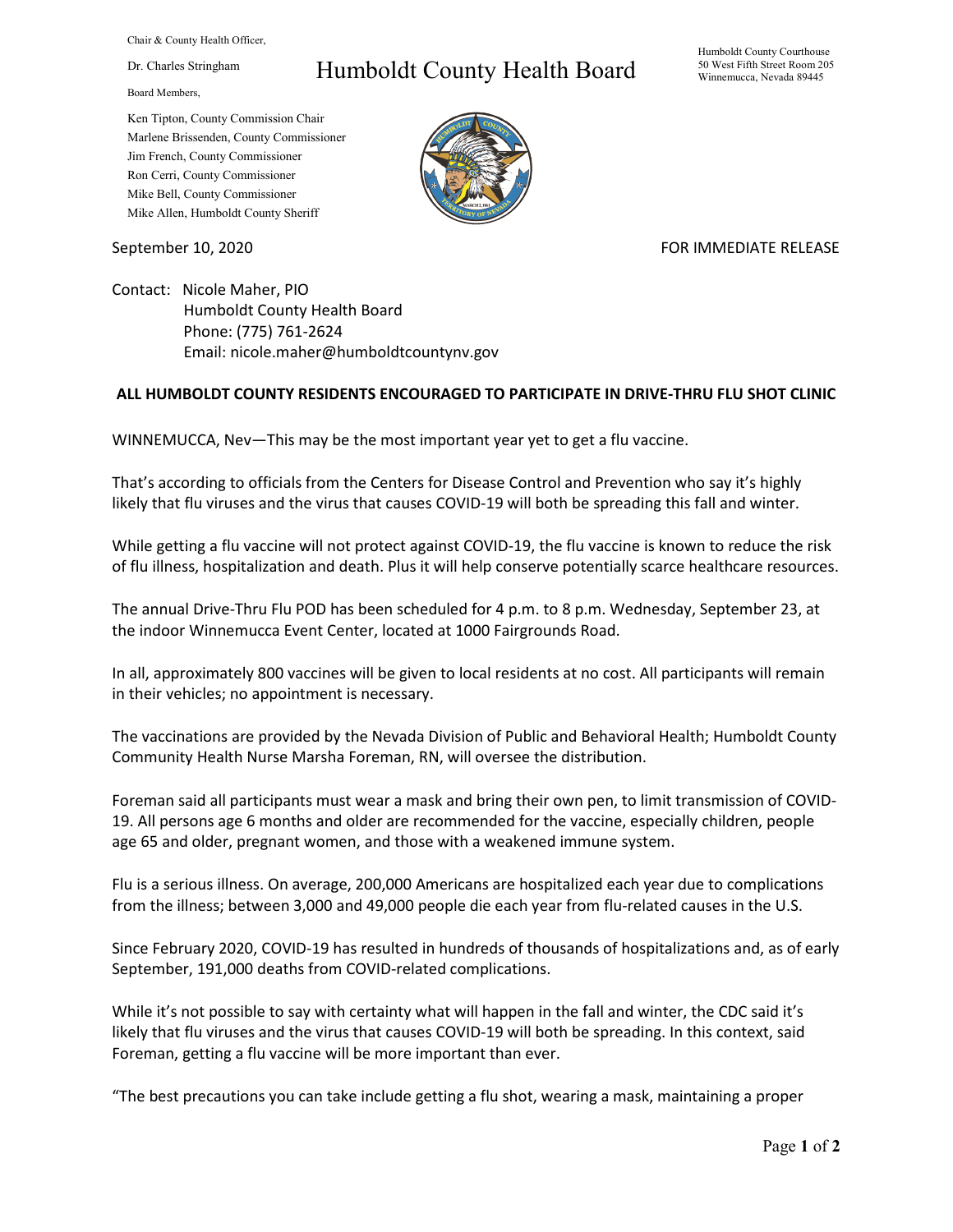Chair & County Health Officer,

Dr. Charles Stringham

Board Members,

Ken Tipton, County Commission Chair
Marlene Brissenden, County Commissioner
Jim French, County Commissioner
Ron Cerri, County Commissioner
Mike Bell, County Commissioner
Mike Allen, Humboldt County Sheriff

# Humboldt County Health Board

Humboldt County Courthouse
50 West Fifth Street Room 205
Winnemucca, Nevada 89445

September 10, 2020

FOR IMMEDIATE RELEASE

Contact: Nicole Maher, PIO
Humboldt County Health Board
Phone: (775) 761-2624
Email: nicole.maher@humboldtcountynv.gov

**ALL HUMBOLDT COUNTY RESIDENTS ENCOURAGED TO PARTICIPATE IN DRIVE-THRU FLU SHOT CLINIC**

WINNEMUCCA, Nev—This may be the most important year yet to get a flu vaccine.

That's according to officials from the Centers for Disease Control and Prevention who say it's highly likely that flu viruses and the virus that causes COVID-19 will both be spreading this fall and winter.

While getting a flu vaccine will not protect against COVID-19, the flu vaccine is known to reduce the risk of flu illness, hospitalization and death. Plus it will help conserve potentially scarce healthcare resources.

The annual Drive-Thru Flu POD has been scheduled for 4 p.m. to 8 p.m. Wednesday, September 23, at the indoor Winnemucca Event Center, located at 1000 Fairgrounds Road.

In all, approximately 800 vaccines will be given to local residents at no cost. All participants will remain in their vehicles; no appointment is necessary.

The vaccinations are provided by the Nevada Division of Public and Behavioral Health; Humboldt County Community Health Nurse Marsha Foreman, RN, will oversee the distribution.

Foreman said all participants must wear a mask and bring their own pen, to limit transmission of COVID-19. All persons age 6 months and older are recommended for the vaccine, especially children, people age 65 and older, pregnant women, and those with a weakened immune system.

Flu is a serious illness. On average, 200,000 Americans are hospitalized each year due to complications from the illness; between 3,000 and 49,000 people die each year from flu-related causes in the U.S.

Since February 2020, COVID-19 has resulted in hundreds of thousands of hospitalizations and, as of early September, 191,000 deaths from COVID-related complications.

While it's not possible to say with certainty what will happen in the fall and winter, the CDC said it's likely that flu viruses and the virus that causes COVID-19 will both be spreading. In this context, said Foreman, getting a flu vaccine will be more important than ever.

"The best precautions you can take include getting a flu shot, wearing a mask, maintaining a proper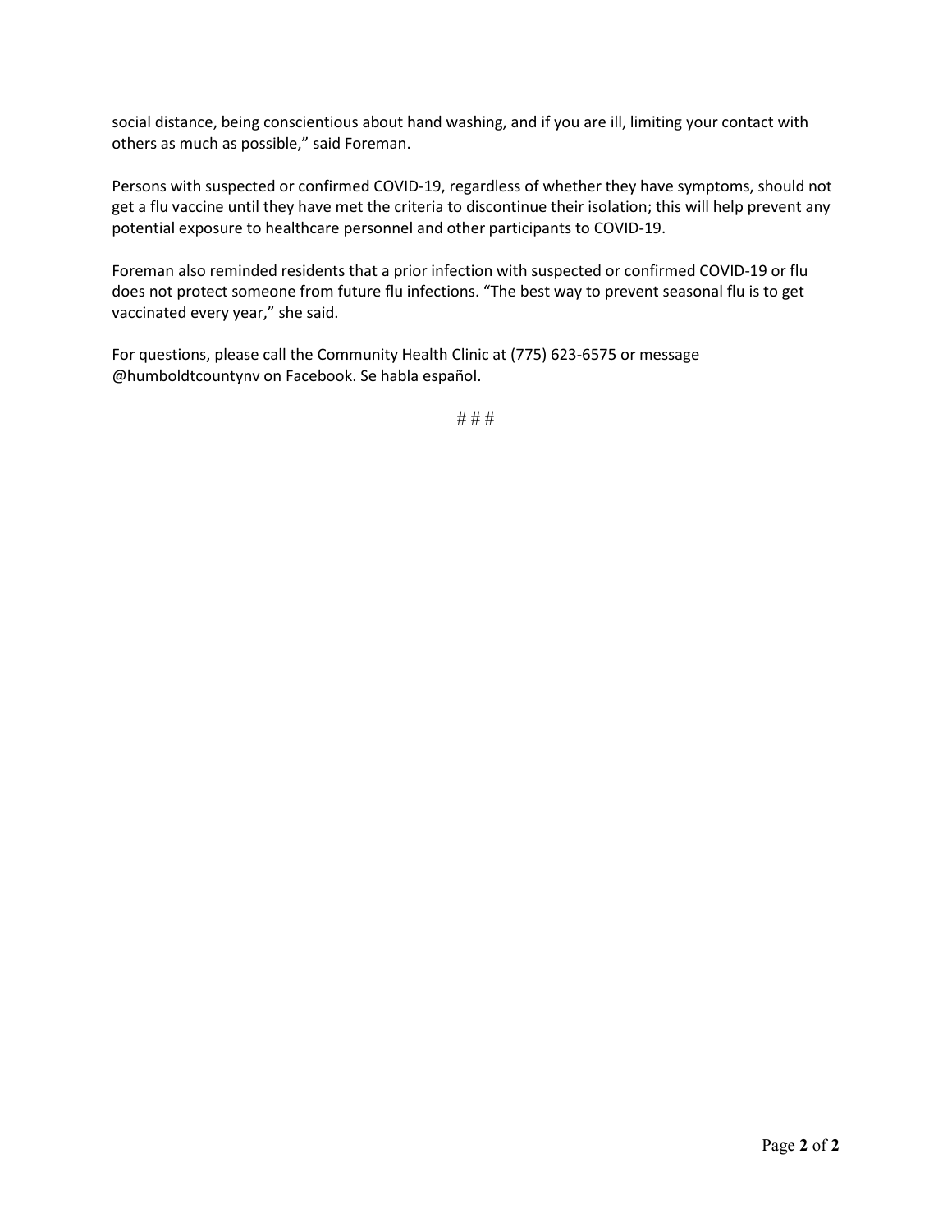social distance, being conscientious about hand washing, and if you are ill, limiting your contact with others as much as possible," said Foreman.

Persons with suspected or confirmed COVID-19, regardless of whether they have symptoms, should not get a flu vaccine until they have met the criteria to discontinue their isolation; this will help prevent any potential exposure to healthcare personnel and other participants to COVID-19.

Foreman also reminded residents that a prior infection with suspected or confirmed COVID-19 or flu does not protect someone from future flu infections. "The best way to prevent seasonal flu is to get vaccinated every year," she said.

For questions, please call the Community Health Clinic at (775) 623-6575 or message @humboldtcountynv on Facebook. Se habla español.

# # #